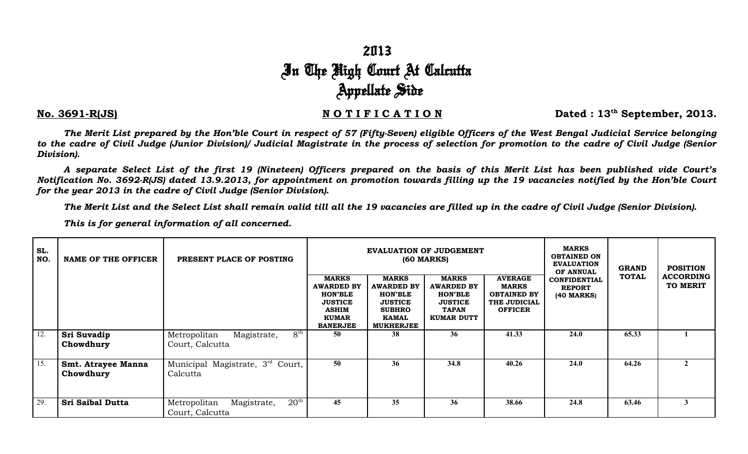# 2013
# In The High Court At Calcutta
# Appellate Side

**No. 3691-R(JS)** **N O T I F I C A T I O N** **Dated : 13th September, 2013.**

***The Merit List prepared by the Hon'ble Court in respect of 57 (Fifty-Seven) eligible Officers of the West Bengal Judicial Service belonging to the cadre of Civil Judge (Junior Division)/ Judicial Magistrate in the process of selection for promotion to the cadre of Civil Judge (Senior Division).***

***A separate Select List of the first 19 (Nineteen) Officers prepared on the basis of this Merit List has been published vide Court's Notification No. 3692-R(JS) dated 13.9.2013, for appointment on promotion towards filling up the 19 vacancies notified by the Hon'ble Court for the year 2013 in the cadre of Civil Judge (Senior Division).***

***The Merit List and the Select List shall remain valid till all the 19 vacancies are filled up in the cadre of Civil Judge (Senior Division).***

***This is for general information of all concerned.***

| SL. NO. | NAME OF THE OFFICER | PRESENT PLACE OF POSTING | EVALUATION OF JUDGEMENT (60 MARKS) | | | | MARKS OBTAINED ON EVALUATION OF ANNUAL CONFIDENTIAL REPORT (40 MARKS) | GRAND TOTAL | POSITION ACCORDING TO MERIT |
|---|---|---|---|---|---|---|---|---|---|
| | | | MARKS AWARDED BY HON'BLE JUSTICE ASHIM KUMAR BANERJEE | MARKS AWARDED BY HON'BLE JUSTICE SUBHRO KAMAL MUKHERJEE | MARKS AWARDED BY HON'BLE JUSTICE TAPAN KUMAR DUTT | AVERAGE MARKS OBTAINED BY THE JUDICIAL OFFICER | | | |
| 12. | **Sri Suvadip Chowdhury** | Metropolitan Magistrate, 8th Court, Calcutta | 50 | 38 | 36 | 41.33 | 24.0 | 65.33 | 1 |
| 15. | **Smt. Atrayee Manna Chowdhury** | Municipal Magistrate, 3rd Court, Calcutta | 50 | 36 | 34.8 | 40.26 | 24.0 | 64.26 | 2 |
| 29. | **Sri Saibal Dutta** | Metropolitan Magistrate, 20th Court, Calcutta | 45 | 35 | 36 | 38.66 | 24.8 | 63.46 | 3 |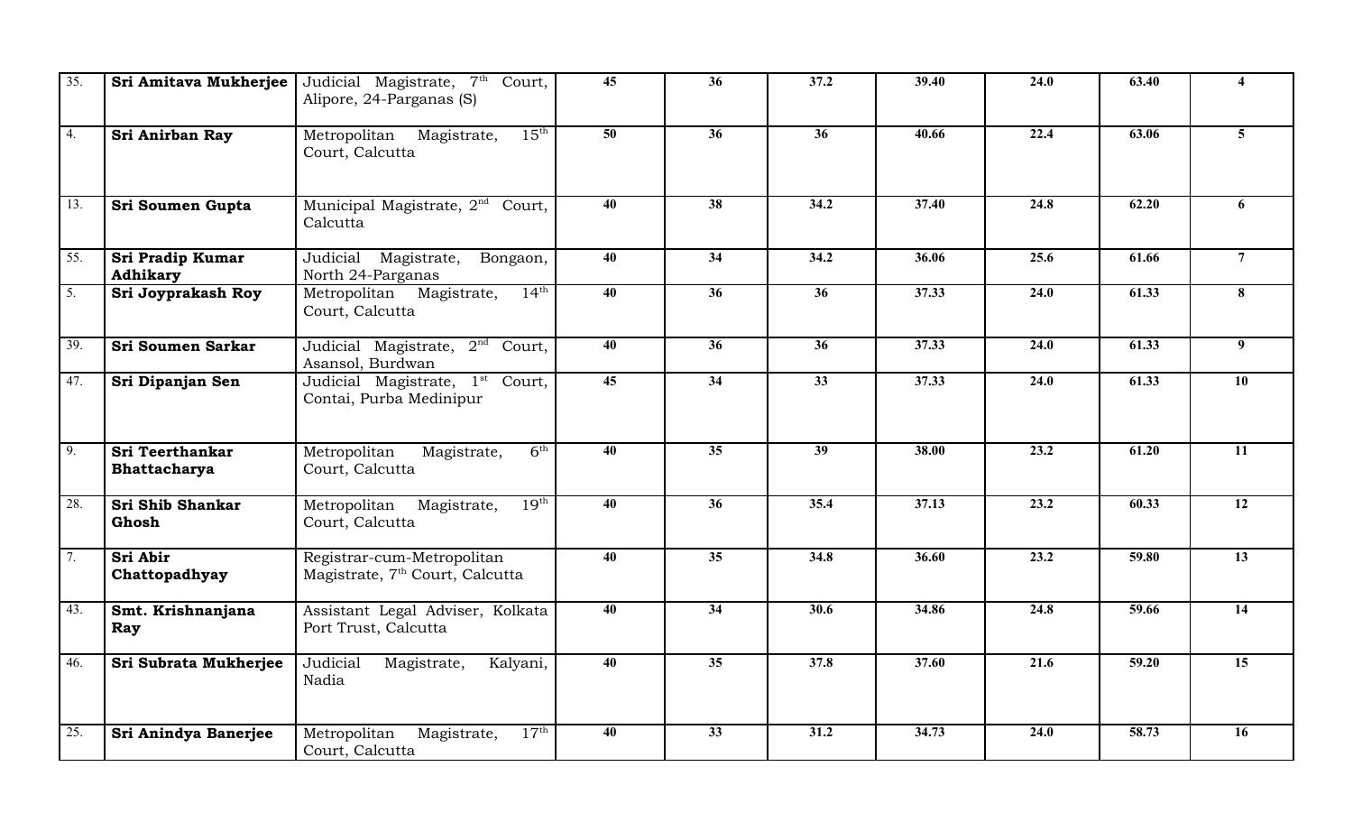| | | | | | | | | | |
|---|---|---|---|---|---|---|---|---|---|
| 35. | **Sri Amitava Mukherjee** | Judicial Magistrate, 7th Court, Alipore, 24-Parganas (S) | **45** | **36** | **37.2** | **39.40** | **24.0** | **63.40** | **4** |
| 4. | **Sri Anirban Ray** | Metropolitan Magistrate, 15th Court, Calcutta | **50** | **36** | **36** | **40.66** | **22.4** | **63.06** | **5** |
| 13. | **Sri Soumen Gupta** | Municipal Magistrate, 2nd Court, Calcutta | **40** | **38** | **34.2** | **37.40** | **24.8** | **62.20** | **6** |
| 55. | **Sri Pradip Kumar Adhikary** | Judicial Magistrate, Bongaon, North 24-Parganas | **40** | **34** | **34.2** | **36.06** | **25.6** | **61.66** | **7** |
| 5. | **Sri Joyprakash Roy** | Metropolitan Magistrate, 14th Court, Calcutta | **40** | **36** | **36** | **37.33** | **24.0** | **61.33** | **8** |
| 39. | **Sri Soumen Sarkar** | Judicial Magistrate, 2nd Court, Asansol, Burdwan | **40** | **36** | **36** | **37.33** | **24.0** | **61.33** | **9** |
| 47. | **Sri Dipanjan Sen** | Judicial Magistrate, 1st Court, Contai, Purba Medinipur | **45** | **34** | **33** | **37.33** | **24.0** | **61.33** | **10** |
| 9. | **Sri Teerthankar Bhattacharya** | Metropolitan Magistrate, 6th Court, Calcutta | **40** | **35** | **39** | **38.00** | **23.2** | **61.20** | **11** |
| 28. | **Sri Shib Shankar Ghosh** | Metropolitan Magistrate, 19th Court, Calcutta | **40** | **36** | **35.4** | **37.13** | **23.2** | **60.33** | **12** |
| 7. | **Sri Abir Chattopadhyay** | Registrar-cum-Metropolitan Magistrate, 7th Court, Calcutta | **40** | **35** | **34.8** | **36.60** | **23.2** | **59.80** | **13** |
| 43. | **Smt. Krishnanjana Ray** | Assistant Legal Adviser, Kolkata Port Trust, Calcutta | **40** | **34** | **30.6** | **34.86** | **24.8** | **59.66** | **14** |
| 46. | **Sri Subrata Mukherjee** | Judicial Magistrate, Kalyani, Nadia | **40** | **35** | **37.8** | **37.60** | **21.6** | **59.20** | **15** |
| 25. | **Sri Anindya Banerjee** | Metropolitan Magistrate, 17th Court, Calcutta | **40** | **33** | **31.2** | **34.73** | **24.0** | **58.73** | **16** |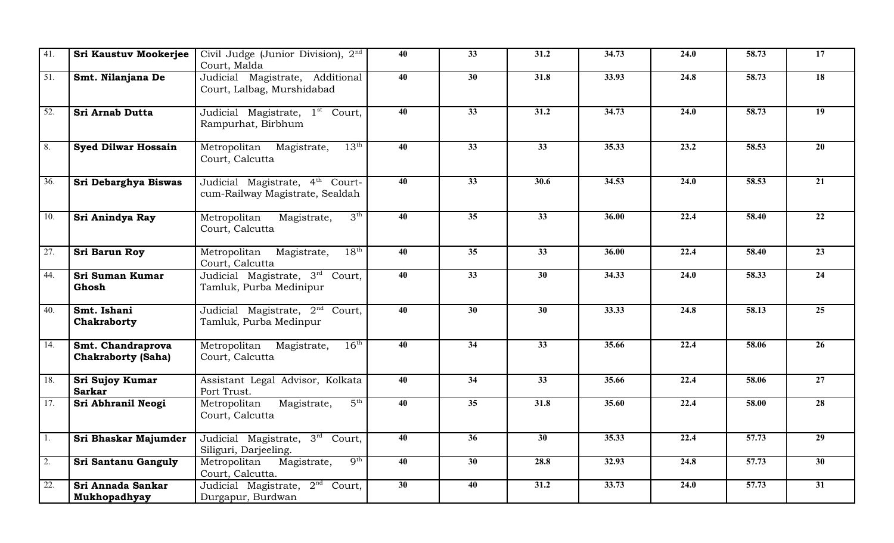| 41. | **Sri Kaustuv Mookerjee** | Civil Judge (Junior Division), 2nd Court, Malda | 40 | 33 | 31.2 | 34.73 | 24.0 | 58.73 | 17 |
|---|---|---|---|---|---|---|---|---|---|
| 51. | **Smt. Nilanjana De** | Judicial Magistrate, Additional Court, Lalbag, Murshidabad | 40 | 30 | 31.8 | 33.93 | 24.8 | 58.73 | 18 |
| 52. | **Sri Arnab Dutta** | Judicial Magistrate, 1st Court, Rampurhat, Birbhum | 40 | 33 | 31.2 | 34.73 | 24.0 | 58.73 | 19 |
| 8. | **Syed Dilwar Hossain** | Metropolitan Magistrate, 13th Court, Calcutta | 40 | 33 | 33 | 35.33 | 23.2 | 58.53 | 20 |
| 36. | **Sri Debarghya Biswas** | Judicial Magistrate, 4th Court-cum-Railway Magistrate, Sealdah | 40 | 33 | 30.6 | 34.53 | 24.0 | 58.53 | 21 |
| 10. | **Sri Anindya Ray** | Metropolitan Magistrate, 3th Court, Calcutta | 40 | 35 | 33 | 36.00 | 22.4 | 58.40 | 22 |
| 27. | **Sri Barun Roy** | Metropolitan Magistrate, 18th Court, Calcutta | 40 | 35 | 33 | 36.00 | 22.4 | 58.40 | 23 |
| 44. | **Sri Suman Kumar Ghosh** | Judicial Magistrate, 3rd Court, Tamluk, Purba Medinipur | 40 | 33 | 30 | 34.33 | 24.0 | 58.33 | 24 |
| 40. | **Smt. Ishani Chakraborty** | Judicial Magistrate, 2nd Court, Tamluk, Purba Medinpur | 40 | 30 | 30 | 33.33 | 24.8 | 58.13 | 25 |
| 14. | **Smt. Chandraprova Chakraborty (Saha)** | Metropolitan Magistrate, 16th Court, Calcutta | 40 | 34 | 33 | 35.66 | 22.4 | 58.06 | 26 |
| 18. | **Sri Sujoy Kumar Sarkar** | Assistant Legal Advisor, Kolkata Port Trust. | 40 | 34 | 33 | 35.66 | 22.4 | 58.06 | 27 |
| 17. | **Sri Abhranil Neogi** | Metropolitan Magistrate, 5th Court, Calcutta | 40 | 35 | 31.8 | 35.60 | 22.4 | 58.00 | 28 |
| 1. | **Sri Bhaskar Majumder** | Judicial Magistrate, 3rd Court, Siliguri, Darjeeling. | 40 | 36 | 30 | 35.33 | 22.4 | 57.73 | 29 |
| 2. | **Sri Santanu Ganguly** | Metropolitan Magistrate, 9th Court, Calcutta. | 40 | 30 | 28.8 | 32.93 | 24.8 | 57.73 | 30 |
| 22. | **Sri Annada Sankar Mukhopadhyay** | Judicial Magistrate, 2nd Court, Durgapur, Burdwan | 30 | 40 | 31.2 | 33.73 | 24.0 | 57.73 | 31 |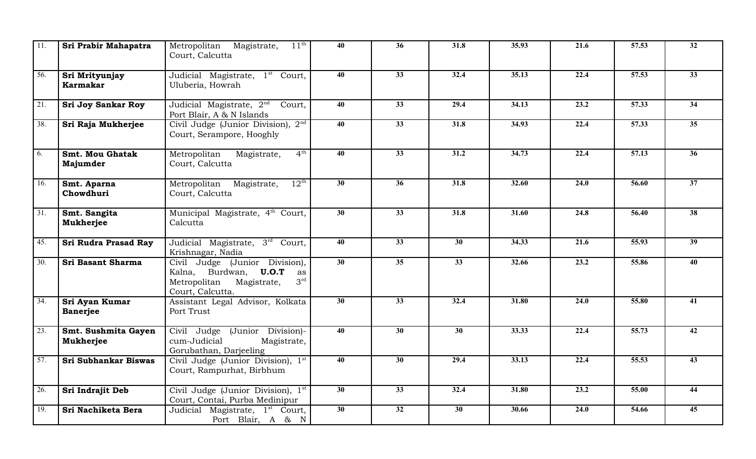| | | | | | | | | | |
|---|---|---|---|---|---|---|---|---|---|
| 11. | **Sri Prabir Mahapatra** | Metropolitan Magistrate, 11th Court, Calcutta | 40 | 36 | 31.8 | 35.93 | 21.6 | 57.53 | 32 |
| 56. | **Sri Mrityunjay Karmakar** | Judicial Magistrate, 1st Court, Uluberia, Howrah | 40 | 33 | 32.4 | 35.13 | 22.4 | 57.53 | 33 |
| 21. | **Sri Joy Sankar Roy** | Judicial Magistrate, 2nd Court, Port Blair, A & N Islands | 40 | 33 | 29.4 | 34.13 | 23.2 | 57.33 | 34 |
| 38. | **Sri Raja Mukherjee** | Civil Judge (Junior Division), 2nd Court, Serampore, Hooghly | 40 | 33 | 31.8 | 34.93 | 22.4 | 57.33 | 35 |
| 6. | **Smt. Mou Ghatak Majumder** | Metropolitan Magistrate, 4th Court, Calcutta | 40 | 33 | 31.2 | 34.73 | 22.4 | 57.13 | 36 |
| 16. | **Smt. Aparna Chowdhuri** | Metropolitan Magistrate, 12th Court, Calcutta | 30 | 36 | 31.8 | 32.60 | 24.0 | 56.60 | 37 |
| 31. | **Smt. Sangita Mukherjee** | Municipal Magistrate, 4th Court, Calcutta | 30 | 33 | 31.8 | 31.60 | 24.8 | 56.40 | 38 |
| 45. | **Sri Rudra Prasad Ray** | Judicial Magistrate, 3rd Court, Krishnagar, Nadia | 40 | 33 | 30 | 34.33 | 21.6 | 55.93 | 39 |
| 30. | **Sri Basant Sharma** | Civil Judge (Junior Division), Kalna, Burdwan, **U.O.T** as Metropolitan Magistrate, 3rd Court, Calcutta. | 30 | 35 | 33 | 32.66 | 23.2 | 55.86 | 40 |
| 34. | **Sri Ayan Kumar Banerjee** | Assistant Legal Advisor, Kolkata Port Trust | 30 | 33 | 32.4 | 31.80 | 24.0 | 55.80 | 41 |
| 23. | **Smt. Sushmita Gayen Mukherjee** | Civil Judge (Junior Division)-cum-Judicial Magistrate, Gorubathan, Darjeeling | 40 | 30 | 30 | 33.33 | 22.4 | 55.73 | 42 |
| 57. | **Sri Subhankar Biswas** | Civil Judge (Junior Division), 1st Court, Rampurhat, Birbhum | 40 | 30 | 29.4 | 33.13 | 22.4 | 55.53 | 43 |
| 26. | **Sri Indrajit Deb** | Civil Judge (Junior Division), 1st Court, Contai, Purba Medinipur | 30 | 33 | 32.4 | 31.80 | 23.2 | 55.00 | 44 |
| 19. | **Sri Nachiketa Bera** | Judicial Magistrate, 1st Court, Port Blair, A & N | 30 | 32 | 30 | 30.66 | 24.0 | 54.66 | 45 |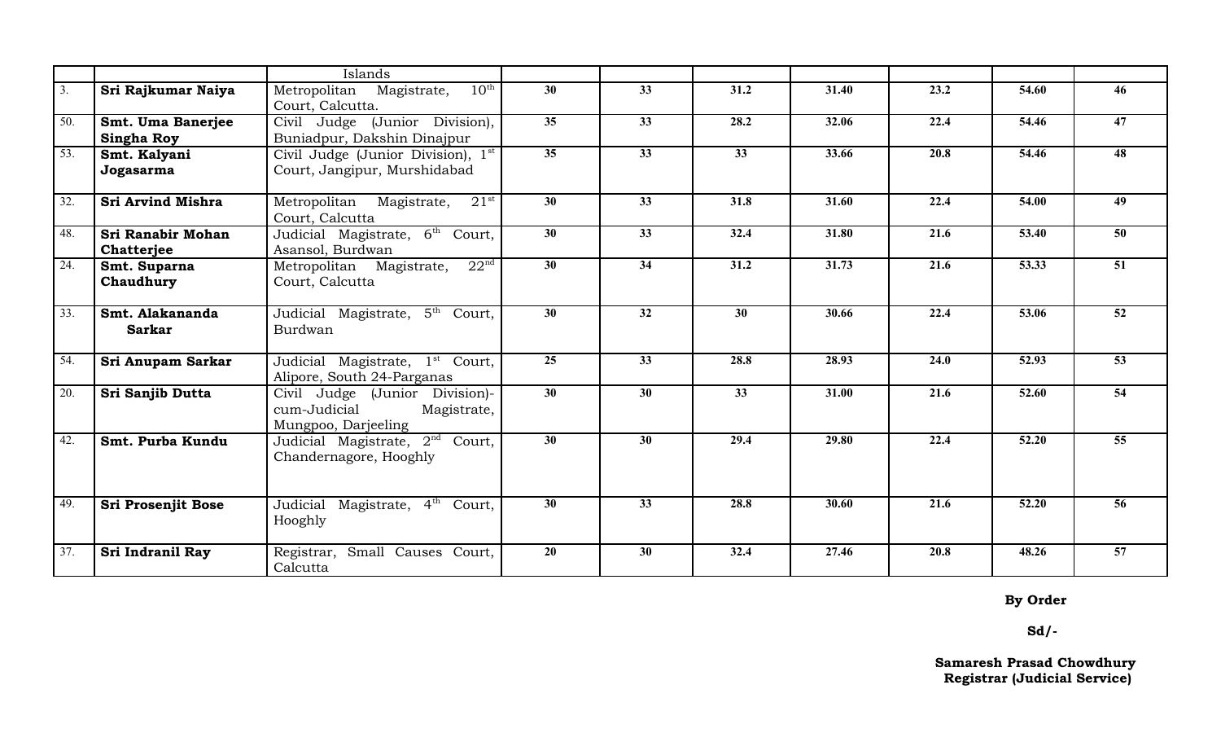| | | Islands | | | | | | | |
|---|---|---|---|---|---|---|---|---|---|
| 3. | **Sri Rajkumar Naiya** | Metropolitan Magistrate, 10th Court, Calcutta. | 30 | 33 | 31.2 | 31.40 | 23.2 | 54.60 | 46 |
| 50. | **Smt. Uma Banerjee Singha Roy** | Civil Judge (Junior Division), Buniadpur, Dakshin Dinajpur | 35 | 33 | 28.2 | 32.06 | 22.4 | 54.46 | 47 |
| 53. | **Smt. Kalyani Jogasarma** | Civil Judge (Junior Division), 1st Court, Jangipur, Murshidabad | 35 | 33 | 33 | 33.66 | 20.8 | 54.46 | 48 |
| 32. | **Sri Arvind Mishra** | Metropolitan Magistrate, 21st Court, Calcutta | 30 | 33 | 31.8 | 31.60 | 22.4 | 54.00 | 49 |
| 48. | **Sri Ranabir Mohan Chatterjee** | Judicial Magistrate, 6th Court, Asansol, Burdwan | 30 | 33 | 32.4 | 31.80 | 21.6 | 53.40 | 50 |
| 24. | **Smt. Suparna Chaudhury** | Metropolitan Magistrate, 22nd Court, Calcutta | 30 | 34 | 31.2 | 31.73 | 21.6 | 53.33 | 51 |
| 33. | **Smt. Alakananda Sarkar** | Judicial Magistrate, 5th Court, Burdwan | 30 | 32 | 30 | 30.66 | 22.4 | 53.06 | 52 |
| 54. | **Sri Anupam Sarkar** | Judicial Magistrate, 1st Court, Alipore, South 24-Parganas | 25 | 33 | 28.8 | 28.93 | 24.0 | 52.93 | 53 |
| 20. | **Sri Sanjib Dutta** | Civil Judge (Junior Division)-cum-Judicial Magistrate, Mungpoo, Darjeeling | 30 | 30 | 33 | 31.00 | 21.6 | 52.60 | 54 |
| 42. | **Smt. Purba Kundu** | Judicial Magistrate, 2nd Court, Chandernagore, Hooghly | 30 | 30 | 29.4 | 29.80 | 22.4 | 52.20 | 55 |
| 49. | **Sri Prosenjit Bose** | Judicial Magistrate, 4th Court, Hooghly | 30 | 33 | 28.8 | 30.60 | 21.6 | 52.20 | 56 |
| 37. | **Sri Indranil Ray** | Registrar, Small Causes Court, Calcutta | 20 | 30 | 32.4 | 27.46 | 20.8 | 48.26 | 57 |

**By Order**

**Sd/-**

**Samaresh Prasad Chowdhury**
**Registrar (Judicial Service)**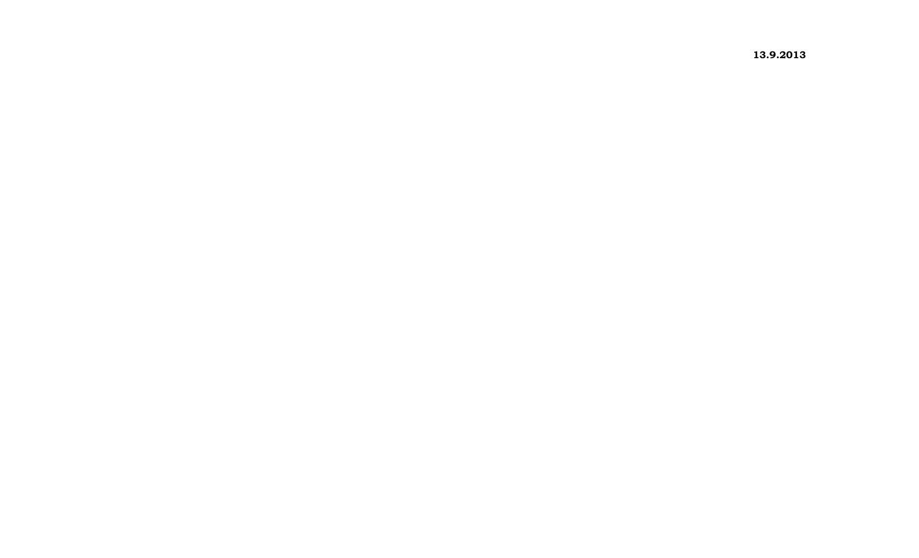**13.9.2013**